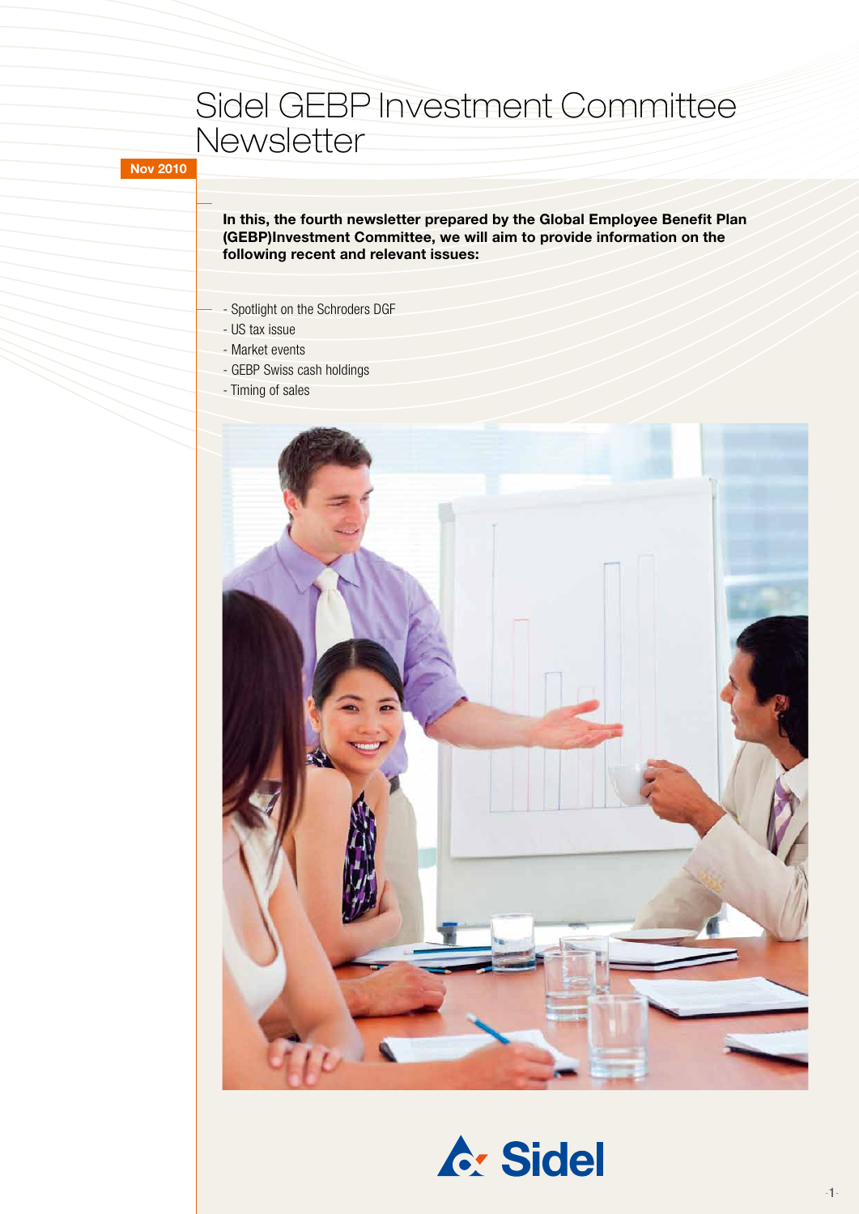# Sidel GEBP Investment Committee Newsletter

**Nov 2010**

**In this, the fourth newsletter prepared by the Global Employee Benefit Plan (GEBP)Investment Committee, we will aim to provide information on the following recent and relevant issues:**

- Spotlight on the Schroders DGF
- US tax issue
- Market events
- GEBP Swiss cash holdings
- Timing of sales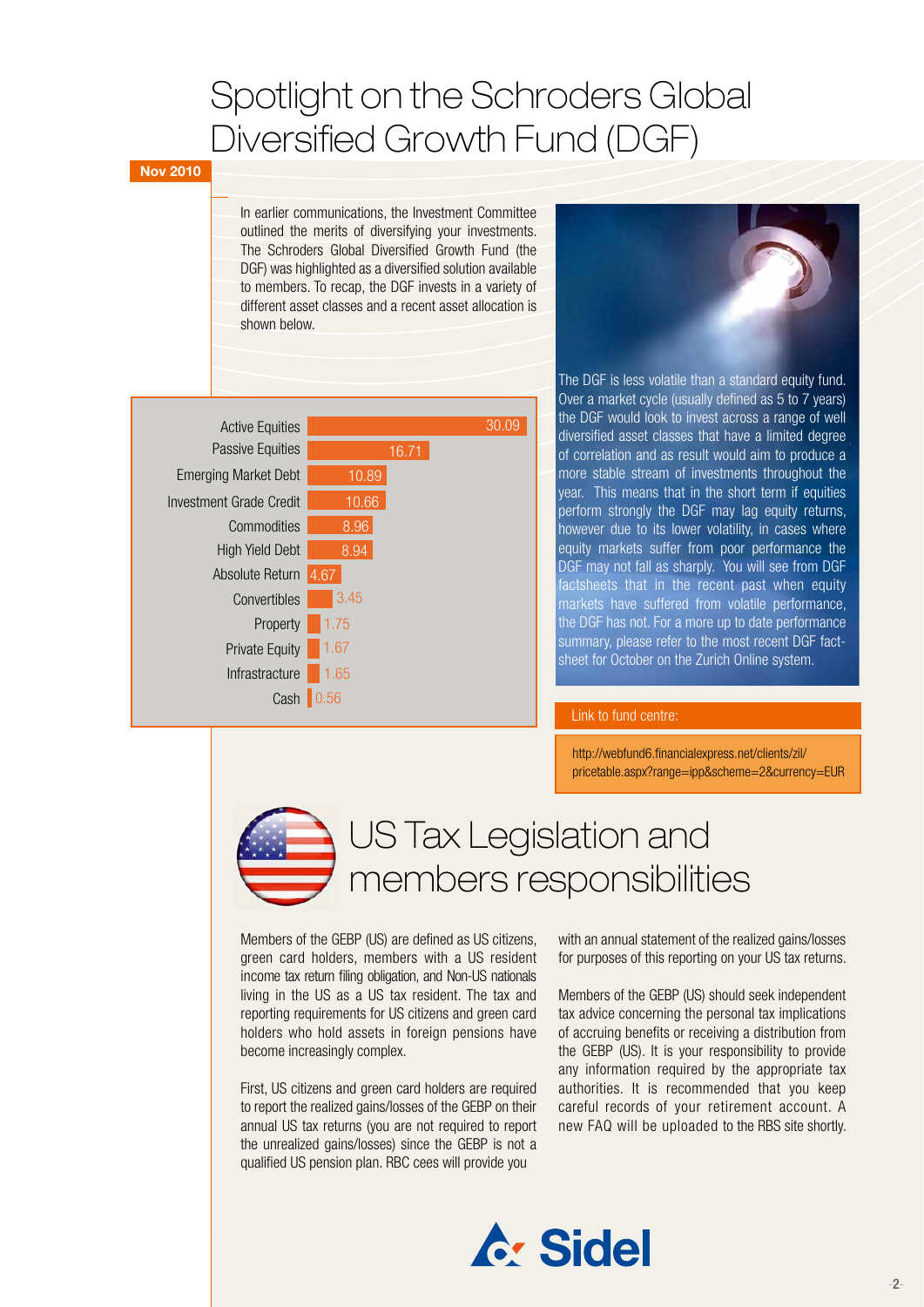# Spotlight on the Schroders Global Diversified Growth Fund (DGF)

**Nov 2010**

In earlier communications, the Investment Committee outlined the merits of diversifying your investments. The Schroders Global Diversified Growth Fund (the DGF) was highlighted as a diversified solution available to members. To recap, the DGF invests in a variety of different asset classes and a recent asset allocation is shown below.

| Asset class | Allocation |
|---|---|
| Active Equities | 30.09 |
| Passive Equities | 16.71 |
| Emerging Market Debt | 10.89 |
| Investment Grade Credit | 10.66 |
| Commodities | 8.96 |
| High Yield Debt | 8.94 |
| Absolute Return | 4.67 |
| Convertibles | 3.45 |
| Property | 1.75 |
| Private Equity | 1.67 |
| Infrastructure | 1.65 |
| Cash | 0.56 |

The DGF is less volatile than a standard equity fund. Over a market cycle (usually defined as 5 to 7 years) the DGF would look to invest across a range of well diversified asset classes that have a limited degree of correlation and as result would aim to produce a more stable stream of investments throughout the year. This means that in the short term if equities perform strongly the DGF may lag equity returns, however due to its lower volatility, in cases where equity markets suffer from poor performance the DGF may not fall as sharply. You will see from DGF factsheets that in the recent past when equity markets have suffered from volatile performance, the DGF has not. For a more up to date performance summary, please refer to the most recent DGF factsheet for October on the Zurich Online system.

**Link to fund centre:**

http://webfund6.financialexpress.net/clients/zil/pricetable.aspx?range=ipp&scheme=2&currency=EUR

# US Tax Legislation and members responsibilities

Members of the GEBP (US) are defined as US citizens, green card holders, members with a US resident income tax return filing obligation, and Non-US nationals living in the US as a US tax resident. The tax and reporting requirements for US citizens and green card holders who hold assets in foreign pensions have become increasingly complex.

First, US citizens and green card holders are required to report the realized gains/losses of the GEBP on their annual US tax returns (you are not required to report the unrealized gains/losses) since the GEBP is not a qualified US pension plan. RBC cees will provide you with an annual statement of the realized gains/losses for purposes of this reporting on your US tax returns.

Members of the GEBP (US) should seek independent tax advice concerning the personal tax implications of accruing benefits or receiving a distribution from the GEBP (US). It is your responsibility to provide any information required by the appropriate tax authorities. It is recommended that you keep careful records of your retirement account. A new FAQ will be uploaded to the RBS site shortly.

Sidel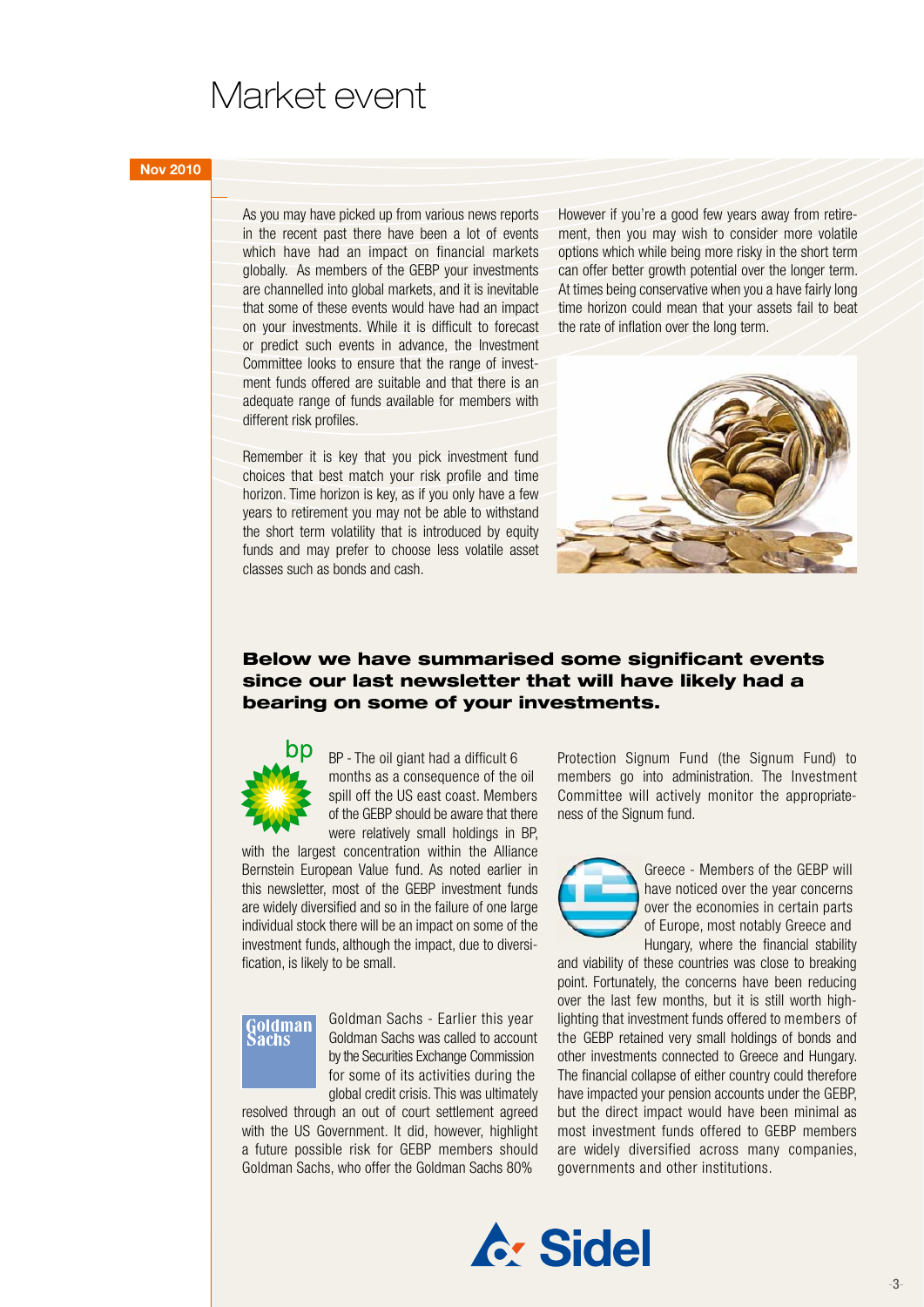# Market event

**Nov 2010**

As you may have picked up from various news reports in the recent past there have been a lot of events which have had an impact on financial markets globally. As members of the GEBP your investments are channelled into global markets, and it is inevitable that some of these events would have had an impact on your investments. While it is difficult to forecast or predict such events in advance, the Investment Committee looks to ensure that the range of investment funds offered are suitable and that there is an adequate range of funds available for members with different risk profiles.

Remember it is key that you pick investment fund choices that best match your risk profile and time horizon. Time horizon is key, as if you only have a few years to retirement you may not be able to withstand the short term volatility that is introduced by equity funds and may prefer to choose less volatile asset classes such as bonds and cash.

However if you're a good few years away from retirement, then you may wish to consider more volatile options which while being more risky in the short term can offer better growth potential over the longer term. At times being conservative when you a have fairly long time horizon could mean that your assets fail to beat the rate of inflation over the long term.

**Below we have summarised some significant events since our last newsletter that will have likely had a bearing on some of your investments.**

BP - The oil giant had a difficult 6 months as a consequence of the oil spill off the US east coast. Members of the GEBP should be aware that there were relatively small holdings in BP, with the largest concentration within the Alliance Bernstein European Value fund. As noted earlier in this newsletter, most of the GEBP investment funds are widely diversified and so in the failure of one large individual stock there will be an impact on some of the investment funds, although the impact, due to diversification, is likely to be small.

Goldman Sachs - Earlier this year Goldman Sachs was called to account by the Securities Exchange Commission for some of its activities during the global credit crisis. This was ultimately resolved through an out of court settlement agreed with the US Government. It did, however, highlight a future possible risk for GEBP members should Goldman Sachs, who offer the Goldman Sachs 80% Protection Signum Fund (the Signum Fund) to members go into administration. The Investment Committee will actively monitor the appropriateness of the Signum fund.

Greece - Members of the GEBP will have noticed over the year concerns over the economies in certain parts of Europe, most notably Greece and Hungary, where the financial stability and viability of these countries was close to breaking point. Fortunately, the concerns have been reducing over the last few months, but it is still worth highlighting that investment funds offered to members of the GEBP retained very small holdings of bonds and other investments connected to Greece and Hungary. The financial collapse of either country could therefore have impacted your pension accounts under the GEBP, but the direct impact would have been minimal as most investment funds offered to GEBP members are widely diversified across many companies, governments and other institutions.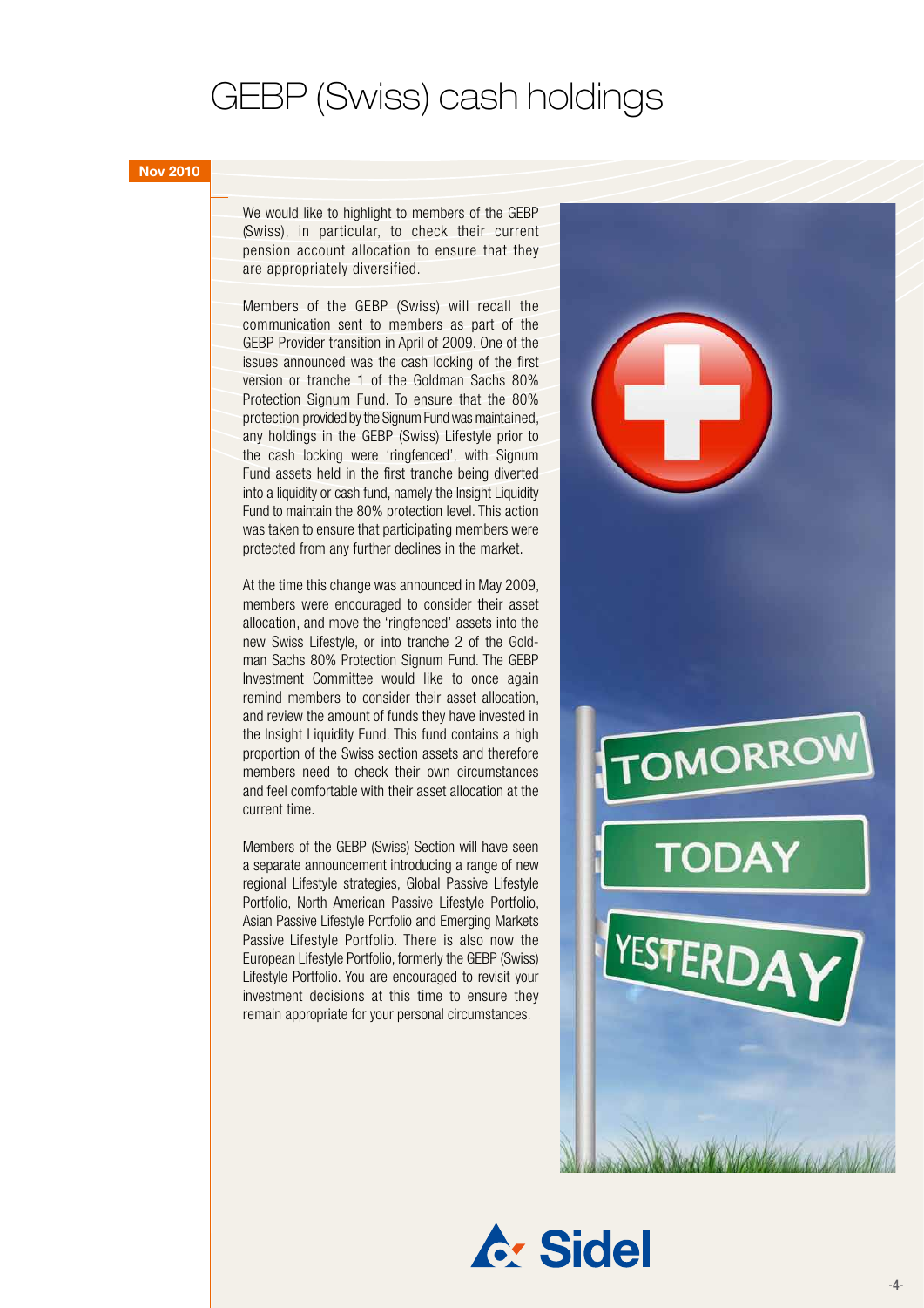# GEBP (Swiss) cash holdings

**Nov 2010**

We would like to highlight to members of the GEBP (Swiss), in particular, to check their current pension account allocation to ensure that they are appropriately diversified.

Members of the GEBP (Swiss) will recall the communication sent to members as part of the GEBP Provider transition in April of 2009. One of the issues announced was the cash locking of the first version or tranche 1 of the Goldman Sachs 80% Protection Signum Fund. To ensure that the 80% protection provided by the Signum Fund was maintained, any holdings in the GEBP (Swiss) Lifestyle prior to the cash locking were 'ringfenced', with Signum Fund assets held in the first tranche being diverted into a liquidity or cash fund, namely the Insight Liquidity Fund to maintain the 80% protection level. This action was taken to ensure that participating members were protected from any further declines in the market.

At the time this change was announced in May 2009, members were encouraged to consider their asset allocation, and move the 'ringfenced' assets into the new Swiss Lifestyle, or into tranche 2 of the Goldman Sachs 80% Protection Signum Fund. The GEBP Investment Committee would like to once again remind members to consider their asset allocation, and review the amount of funds they have invested in the Insight Liquidity Fund. This fund contains a high proportion of the Swiss section assets and therefore members need to check their own circumstances and feel comfortable with their asset allocation at the current time.

Members of the GEBP (Swiss) Section will have seen a separate announcement introducing a range of new regional Lifestyle strategies, Global Passive Lifestyle Portfolio, North American Passive Lifestyle Portfolio, Asian Passive Lifestyle Portfolio and Emerging Markets Passive Lifestyle Portfolio. There is also now the European Lifestyle Portfolio, formerly the GEBP (Swiss) Lifestyle Portfolio. You are encouraged to revisit your investment decisions at this time to ensure they remain appropriate for your personal circumstances.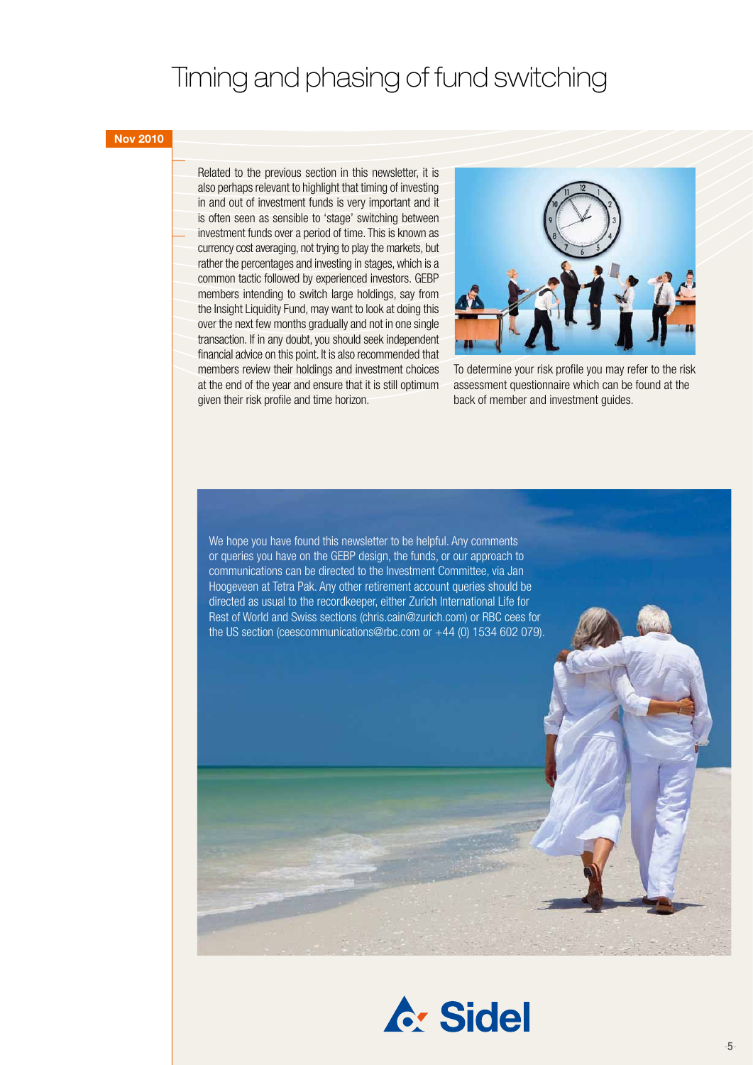# Timing and phasing of fund switching

**Nov 2010**

Related to the previous section in this newsletter, it is also perhaps relevant to highlight that timing of investing in and out of investment funds is very important and it is often seen as sensible to 'stage' switching between investment funds over a period of time. This is known as currency cost averaging, not trying to play the markets, but rather the percentages and investing in stages, which is a common tactic followed by experienced investors. GEBP members intending to switch large holdings, say from the Insight Liquidity Fund, may want to look at doing this over the next few months gradually and not in one single transaction. If in any doubt, you should seek independent financial advice on this point. It is also recommended that members review their holdings and investment choices at the end of the year and ensure that it is still optimum given their risk profile and time horizon.

To determine your risk profile you may refer to the risk assessment questionnaire which can be found at the back of member and investment guides.

We hope you have found this newsletter to be helpful. Any comments or queries you have on the GEBP design, the funds, or our approach to communications can be directed to the Investment Committee, via Jan Hoogeveen at Tetra Pak. Any other retirement account queries should be directed as usual to the recordkeeper, either Zurich International Life for Rest of World and Swiss sections (chris.cain@zurich.com) or RBC cees for the US section (ceescommunications@rbc.com or +44 (0) 1534 602 079).

Sidel